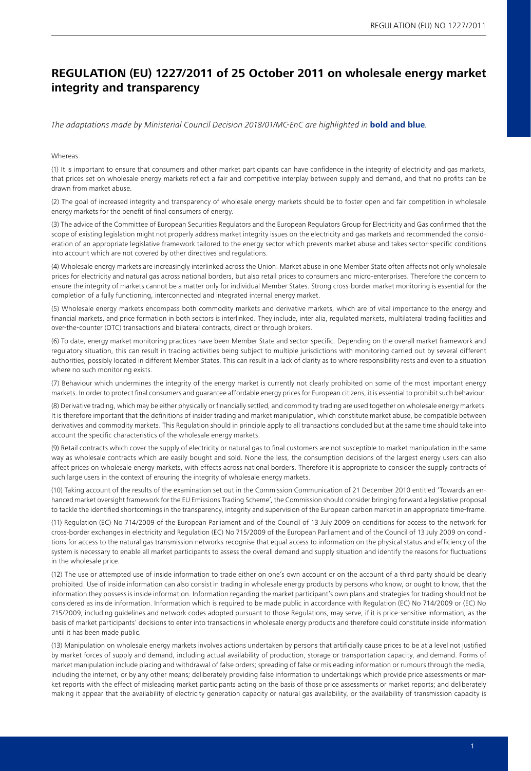# REGULATION (EU) 1227/2011 of 25 October 2011 on wholesale energy market integrity and transparency

*The adaptations made by Ministerial Council Decision 2018/01/MC-EnC are highlighted in* ***bold and blue****.*

Whereas:

(1) It is important to ensure that consumers and other market participants can have confidence in the integrity of electricity and gas markets, that prices set on wholesale energy markets reflect a fair and competitive interplay between supply and demand, and that no profits can be drawn from market abuse.

(2) The goal of increased integrity and transparency of wholesale energy markets should be to foster open and fair competition in wholesale energy markets for the benefit of final consumers of energy.

(3) The advice of the Committee of European Securities Regulators and the European Regulators Group for Electricity and Gas confirmed that the scope of existing legislation might not properly address market integrity issues on the electricity and gas markets and recommended the consideration of an appropriate legislative framework tailored to the energy sector which prevents market abuse and takes sector-specific conditions into account which are not covered by other directives and regulations.

(4) Wholesale energy markets are increasingly interlinked across the Union. Market abuse in one Member State often affects not only wholesale prices for electricity and natural gas across national borders, but also retail prices to consumers and micro-enterprises. Therefore the concern to ensure the integrity of markets cannot be a matter only for individual Member States. Strong cross-border market monitoring is essential for the completion of a fully functioning, interconnected and integrated internal energy market.

(5) Wholesale energy markets encompass both commodity markets and derivative markets, which are of vital importance to the energy and financial markets, and price formation in both sectors is interlinked. They include, inter alia, regulated markets, multilateral trading facilities and over-the-counter (OTC) transactions and bilateral contracts, direct or through brokers.

(6) To date, energy market monitoring practices have been Member State and sector-specific. Depending on the overall market framework and regulatory situation, this can result in trading activities being subject to multiple jurisdictions with monitoring carried out by several different authorities, possibly located in different Member States. This can result in a lack of clarity as to where responsibility rests and even to a situation where no such monitoring exists.

(7) Behaviour which undermines the integrity of the energy market is currently not clearly prohibited on some of the most important energy markets. In order to protect final consumers and guarantee affordable energy prices for European citizens, it is essential to prohibit such behaviour.

(8) Derivative trading, which may be either physically or financially settled, and commodity trading are used together on wholesale energy markets. It is therefore important that the definitions of insider trading and market manipulation, which constitute market abuse, be compatible between derivatives and commodity markets. This Regulation should in principle apply to all transactions concluded but at the same time should take into account the specific characteristics of the wholesale energy markets.

(9) Retail contracts which cover the supply of electricity or natural gas to final customers are not susceptible to market manipulation in the same way as wholesale contracts which are easily bought and sold. None the less, the consumption decisions of the largest energy users can also affect prices on wholesale energy markets, with effects across national borders. Therefore it is appropriate to consider the supply contracts of such large users in the context of ensuring the integrity of wholesale energy markets.

(10) Taking account of the results of the examination set out in the Commission Communication of 21 December 2010 entitled 'Towards an enhanced market oversight framework for the EU Emissions Trading Scheme', the Commission should consider bringing forward a legislative proposal to tackle the identified shortcomings in the transparency, integrity and supervision of the European carbon market in an appropriate time-frame.

(11) Regulation (EC) No 714/2009 of the European Parliament and of the Council of 13 July 2009 on conditions for access to the network for cross-border exchanges in electricity and Regulation (EC) No 715/2009 of the European Parliament and of the Council of 13 July 2009 on conditions for access to the natural gas transmission networks recognise that equal access to information on the physical status and efficiency of the system is necessary to enable all market participants to assess the overall demand and supply situation and identify the reasons for fluctuations in the wholesale price.

(12) The use or attempted use of inside information to trade either on one's own account or on the account of a third party should be clearly prohibited. Use of inside information can also consist in trading in wholesale energy products by persons who know, or ought to know, that the information they possess is inside information. Information regarding the market participant's own plans and strategies for trading should not be considered as inside information. Information which is required to be made public in accordance with Regulation (EC) No 714/2009 or (EC) No 715/2009, including guidelines and network codes adopted pursuant to those Regulations, may serve, if it is price-sensitive information, as the basis of market participants' decisions to enter into transactions in wholesale energy products and therefore could constitute inside information until it has been made public.

(13) Manipulation on wholesale energy markets involves actions undertaken by persons that artificially cause prices to be at a level not justified by market forces of supply and demand, including actual availability of production, storage or transportation capacity, and demand. Forms of market manipulation include placing and withdrawal of false orders; spreading of false or misleading information or rumours through the media, including the internet, or by any other means; deliberately providing false information to undertakings which provide price assessments or market reports with the effect of misleading market participants acting on the basis of those price assessments or market reports; and deliberately making it appear that the availability of electricity generation capacity or natural gas availability, or the availability of transmission capacity is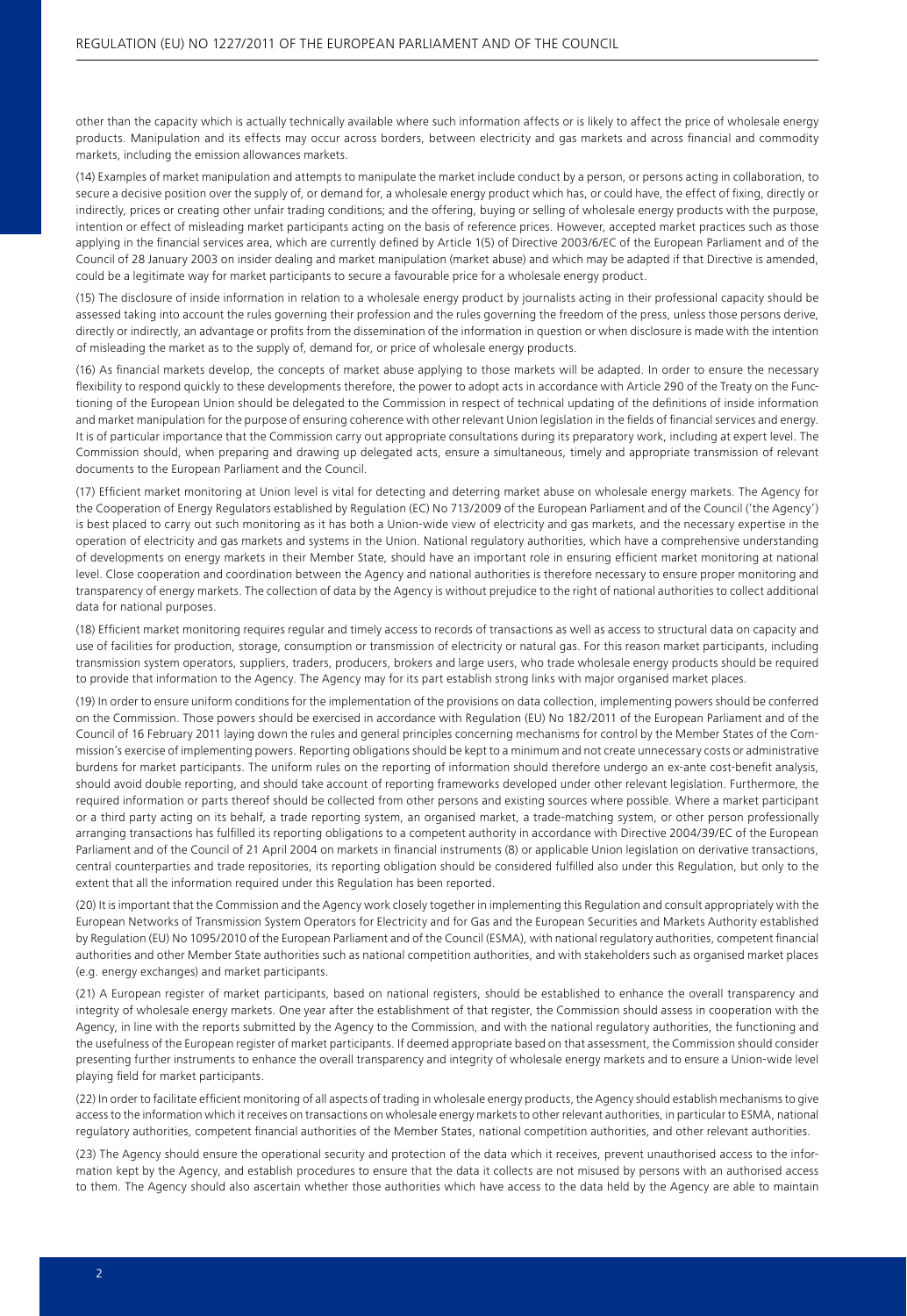other than the capacity which is actually technically available where such information affects or is likely to affect the price of wholesale energy products. Manipulation and its effects may occur across borders, between electricity and gas markets and across financial and commodity markets, including the emission allowances markets.

(14) Examples of market manipulation and attempts to manipulate the market include conduct by a person, or persons acting in collaboration, to secure a decisive position over the supply of, or demand for, a wholesale energy product which has, or could have, the effect of fixing, directly or indirectly, prices or creating other unfair trading conditions; and the offering, buying or selling of wholesale energy products with the purpose, intention or effect of misleading market participants acting on the basis of reference prices. However, accepted market practices such as those applying in the financial services area, which are currently defined by Article 1(5) of Directive 2003/6/EC of the European Parliament and of the Council of 28 January 2003 on insider dealing and market manipulation (market abuse) and which may be adapted if that Directive is amended, could be a legitimate way for market participants to secure a favourable price for a wholesale energy product.

(15) The disclosure of inside information in relation to a wholesale energy product by journalists acting in their professional capacity should be assessed taking into account the rules governing their profession and the rules governing the freedom of the press, unless those persons derive, directly or indirectly, an advantage or profits from the dissemination of the information in question or when disclosure is made with the intention of misleading the market as to the supply of, demand for, or price of wholesale energy products.

(16) As financial markets develop, the concepts of market abuse applying to those markets will be adapted. In order to ensure the necessary flexibility to respond quickly to these developments therefore, the power to adopt acts in accordance with Article 290 of the Treaty on the Functioning of the European Union should be delegated to the Commission in respect of technical updating of the definitions of inside information and market manipulation for the purpose of ensuring coherence with other relevant Union legislation in the fields of financial services and energy. It is of particular importance that the Commission carry out appropriate consultations during its preparatory work, including at expert level. The Commission should, when preparing and drawing up delegated acts, ensure a simultaneous, timely and appropriate transmission of relevant documents to the European Parliament and the Council.

(17) Efficient market monitoring at Union level is vital for detecting and deterring market abuse on wholesale energy markets. The Agency for the Cooperation of Energy Regulators established by Regulation (EC) No 713/2009 of the European Parliament and of the Council ('the Agency') is best placed to carry out such monitoring as it has both a Union-wide view of electricity and gas markets, and the necessary expertise in the operation of electricity and gas markets and systems in the Union. National regulatory authorities, which have a comprehensive understanding of developments on energy markets in their Member State, should have an important role in ensuring efficient market monitoring at national level. Close cooperation and coordination between the Agency and national authorities is therefore necessary to ensure proper monitoring and transparency of energy markets. The collection of data by the Agency is without prejudice to the right of national authorities to collect additional data for national purposes.

(18) Efficient market monitoring requires regular and timely access to records of transactions as well as access to structural data on capacity and use of facilities for production, storage, consumption or transmission of electricity or natural gas. For this reason market participants, including transmission system operators, suppliers, traders, producers, brokers and large users, who trade wholesale energy products should be required to provide that information to the Agency. The Agency may for its part establish strong links with major organised market places.

(19) In order to ensure uniform conditions for the implementation of the provisions on data collection, implementing powers should be conferred on the Commission. Those powers should be exercised in accordance with Regulation (EU) No 182/2011 of the European Parliament and of the Council of 16 February 2011 laying down the rules and general principles concerning mechanisms for control by the Member States of the Commission's exercise of implementing powers. Reporting obligations should be kept to a minimum and not create unnecessary costs or administrative burdens for market participants. The uniform rules on the reporting of information should therefore undergo an ex-ante cost-benefit analysis, should avoid double reporting, and should take account of reporting frameworks developed under other relevant legislation. Furthermore, the required information or parts thereof should be collected from other persons and existing sources where possible. Where a market participant or a third party acting on its behalf, a trade reporting system, an organised market, a trade-matching system, or other person professionally arranging transactions has fulfilled its reporting obligations to a competent authority in accordance with Directive 2004/39/EC of the European Parliament and of the Council of 21 April 2004 on markets in financial instruments (8) or applicable Union legislation on derivative transactions, central counterparties and trade repositories, its reporting obligation should be considered fulfilled also under this Regulation, but only to the extent that all the information required under this Regulation has been reported.

(20) It is important that the Commission and the Agency work closely together in implementing this Regulation and consult appropriately with the European Networks of Transmission System Operators for Electricity and for Gas and the European Securities and Markets Authority established by Regulation (EU) No 1095/2010 of the European Parliament and of the Council (ESMA), with national regulatory authorities, competent financial authorities and other Member State authorities such as national competition authorities, and with stakeholders such as organised market places (e.g. energy exchanges) and market participants.

(21) A European register of market participants, based on national registers, should be established to enhance the overall transparency and integrity of wholesale energy markets. One year after the establishment of that register, the Commission should assess in cooperation with the Agency, in line with the reports submitted by the Agency to the Commission, and with the national regulatory authorities, the functioning and the usefulness of the European register of market participants. If deemed appropriate based on that assessment, the Commission should consider presenting further instruments to enhance the overall transparency and integrity of wholesale energy markets and to ensure a Union-wide level playing field for market participants.

(22) In order to facilitate efficient monitoring of all aspects of trading in wholesale energy products, the Agency should establish mechanisms to give access to the information which it receives on transactions on wholesale energy markets to other relevant authorities, in particular to ESMA, national regulatory authorities, competent financial authorities of the Member States, national competition authorities, and other relevant authorities.

(23) The Agency should ensure the operational security and protection of the data which it receives, prevent unauthorised access to the information kept by the Agency, and establish procedures to ensure that the data it collects are not misused by persons with an authorised access to them. The Agency should also ascertain whether those authorities which have access to the data held by the Agency are able to maintain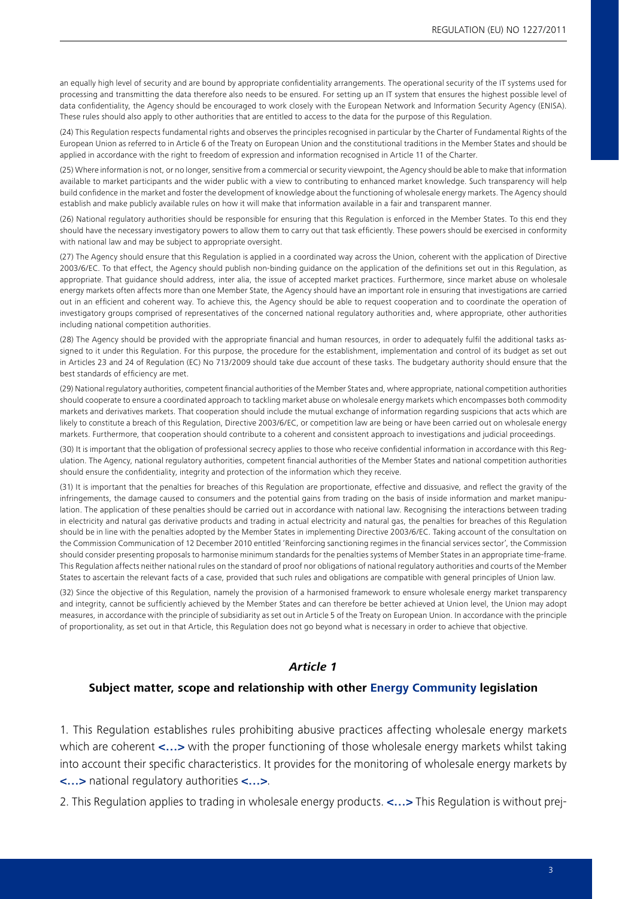an equally high level of security and are bound by appropriate confidentiality arrangements. The operational security of the IT systems used for processing and transmitting the data therefore also needs to be ensured. For setting up an IT system that ensures the highest possible level of data confidentiality, the Agency should be encouraged to work closely with the European Network and Information Security Agency (ENISA). These rules should also apply to other authorities that are entitled to access to the data for the purpose of this Regulation.

(24) This Regulation respects fundamental rights and observes the principles recognised in particular by the Charter of Fundamental Rights of the European Union as referred to in Article 6 of the Treaty on European Union and the constitutional traditions in the Member States and should be applied in accordance with the right to freedom of expression and information recognised in Article 11 of the Charter.

(25) Where information is not, or no longer, sensitive from a commercial or security viewpoint, the Agency should be able to make that information available to market participants and the wider public with a view to contributing to enhanced market knowledge. Such transparency will help build confidence in the market and foster the development of knowledge about the functioning of wholesale energy markets. The Agency should establish and make publicly available rules on how it will make that information available in a fair and transparent manner.

(26) National regulatory authorities should be responsible for ensuring that this Regulation is enforced in the Member States. To this end they should have the necessary investigatory powers to allow them to carry out that task efficiently. These powers should be exercised in conformity with national law and may be subject to appropriate oversight.

(27) The Agency should ensure that this Regulation is applied in a coordinated way across the Union, coherent with the application of Directive 2003/6/EC. To that effect, the Agency should publish non-binding guidance on the application of the definitions set out in this Regulation, as appropriate. That guidance should address, inter alia, the issue of accepted market practices. Furthermore, since market abuse on wholesale energy markets often affects more than one Member State, the Agency should have an important role in ensuring that investigations are carried out in an efficient and coherent way. To achieve this, the Agency should be able to request cooperation and to coordinate the operation of investigatory groups comprised of representatives of the concerned national regulatory authorities and, where appropriate, other authorities including national competition authorities.

(28) The Agency should be provided with the appropriate financial and human resources, in order to adequately fulfil the additional tasks assigned to it under this Regulation. For this purpose, the procedure for the establishment, implementation and control of its budget as set out in Articles 23 and 24 of Regulation (EC) No 713/2009 should take due account of these tasks. The budgetary authority should ensure that the best standards of efficiency are met.

(29) National regulatory authorities, competent financial authorities of the Member States and, where appropriate, national competition authorities should cooperate to ensure a coordinated approach to tackling market abuse on wholesale energy markets which encompasses both commodity markets and derivatives markets. That cooperation should include the mutual exchange of information regarding suspicions that acts which are likely to constitute a breach of this Regulation, Directive 2003/6/EC, or competition law are being or have been carried out on wholesale energy markets. Furthermore, that cooperation should contribute to a coherent and consistent approach to investigations and judicial proceedings.

(30) It is important that the obligation of professional secrecy applies to those who receive confidential information in accordance with this Regulation. The Agency, national regulatory authorities, competent financial authorities of the Member States and national competition authorities should ensure the confidentiality, integrity and protection of the information which they receive.

(31) It is important that the penalties for breaches of this Regulation are proportionate, effective and dissuasive, and reflect the gravity of the infringements, the damage caused to consumers and the potential gains from trading on the basis of inside information and market manipulation. The application of these penalties should be carried out in accordance with national law. Recognising the interactions between trading in electricity and natural gas derivative products and trading in actual electricity and natural gas, the penalties for breaches of this Regulation should be in line with the penalties adopted by the Member States in implementing Directive 2003/6/EC. Taking account of the consultation on the Commission Communication of 12 December 2010 entitled 'Reinforcing sanctioning regimes in the financial services sector', the Commission should consider presenting proposals to harmonise minimum standards for the penalties systems of Member States in an appropriate time-frame. This Regulation affects neither national rules on the standard of proof nor obligations of national regulatory authorities and courts of the Member States to ascertain the relevant facts of a case, provided that such rules and obligations are compatible with general principles of Union law.

(32) Since the objective of this Regulation, namely the provision of a harmonised framework to ensure wholesale energy market transparency and integrity, cannot be sufficiently achieved by the Member States and can therefore be better achieved at Union level, the Union may adopt measures, in accordance with the principle of subsidiarity as set out in Article 5 of the Treaty on European Union. In accordance with the principle of proportionality, as set out in that Article, this Regulation does not go beyond what is necessary in order to achieve that objective.

### *Article 1*

### **Subject matter, scope and relationship with other Energy Community legislation**

1. This Regulation establishes rules prohibiting abusive practices affecting wholesale energy markets which are coherent **<…>** with the proper functioning of those wholesale energy markets whilst taking into account their specific characteristics. It provides for the monitoring of wholesale energy markets by **<…>** national regulatory authorities **<…>**.

2. This Regulation applies to trading in wholesale energy products. **<…>** This Regulation is without prej-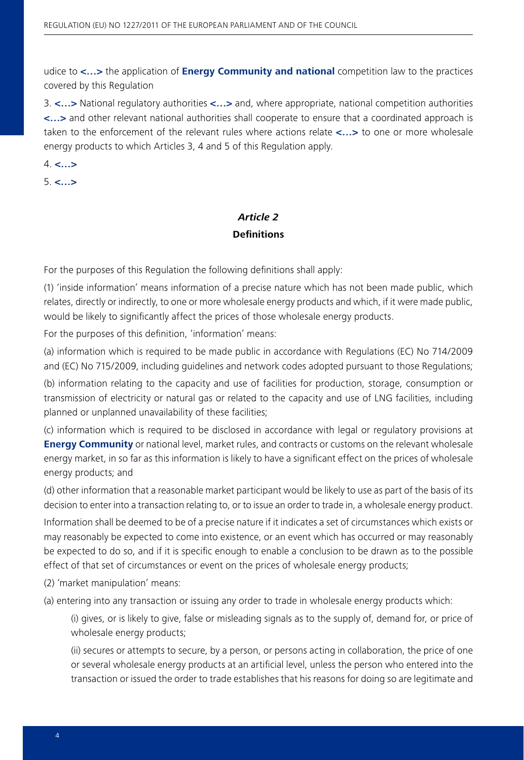udice to **<…>** the application of **Energy Community and national** competition law to the practices covered by this Regulation

3. **<…>** National regulatory authorities **<…>** and, where appropriate, national competition authorities **<…>** and other relevant national authorities shall cooperate to ensure that a coordinated approach is taken to the enforcement of the relevant rules where actions relate **<…>** to one or more wholesale energy products to which Articles 3, 4 and 5 of this Regulation apply.

4. **<…>**

5. **<…>**

### *Article 2*

### Definitions

For the purposes of this Regulation the following definitions shall apply:

(1) 'inside information' means information of a precise nature which has not been made public, which relates, directly or indirectly, to one or more wholesale energy products and which, if it were made public, would be likely to significantly affect the prices of those wholesale energy products.

For the purposes of this definition, 'information' means:

(a) information which is required to be made public in accordance with Regulations (EC) No 714/2009 and (EC) No 715/2009, including guidelines and network codes adopted pursuant to those Regulations;

(b) information relating to the capacity and use of facilities for production, storage, consumption or transmission of electricity or natural gas or related to the capacity and use of LNG facilities, including planned or unplanned unavailability of these facilities;

(c) information which is required to be disclosed in accordance with legal or regulatory provisions at **Energy Community** or national level, market rules, and contracts or customs on the relevant wholesale energy market, in so far as this information is likely to have a significant effect on the prices of wholesale energy products; and

(d) other information that a reasonable market participant would be likely to use as part of the basis of its decision to enter into a transaction relating to, or to issue an order to trade in, a wholesale energy product.

Information shall be deemed to be of a precise nature if it indicates a set of circumstances which exists or may reasonably be expected to come into existence, or an event which has occurred or may reasonably be expected to do so, and if it is specific enough to enable a conclusion to be drawn as to the possible effect of that set of circumstances or event on the prices of wholesale energy products;

(2) 'market manipulation' means:

(a) entering into any transaction or issuing any order to trade in wholesale energy products which:

(i) gives, or is likely to give, false or misleading signals as to the supply of, demand for, or price of wholesale energy products;

(ii) secures or attempts to secure, by a person, or persons acting in collaboration, the price of one or several wholesale energy products at an artificial level, unless the person who entered into the transaction or issued the order to trade establishes that his reasons for doing so are legitimate and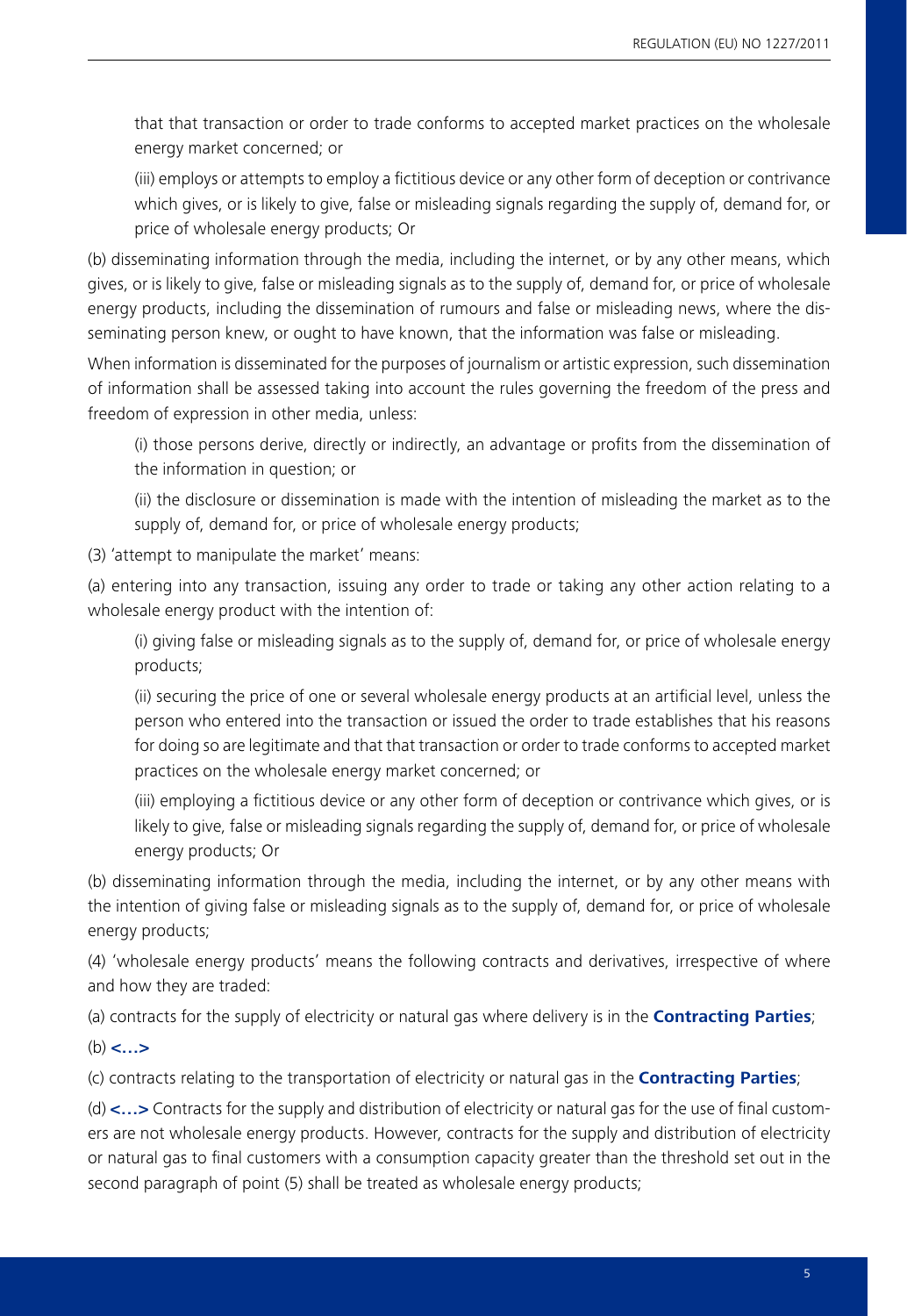that that transaction or order to trade conforms to accepted market practices on the wholesale energy market concerned; or

(iii) employs or attempts to employ a fictitious device or any other form of deception or contrivance which gives, or is likely to give, false or misleading signals regarding the supply of, demand for, or price of wholesale energy products; Or

(b) disseminating information through the media, including the internet, or by any other means, which gives, or is likely to give, false or misleading signals as to the supply of, demand for, or price of wholesale energy products, including the dissemination of rumours and false or misleading news, where the disseminating person knew, or ought to have known, that the information was false or misleading.

When information is disseminated for the purposes of journalism or artistic expression, such dissemination of information shall be assessed taking into account the rules governing the freedom of the press and freedom of expression in other media, unless:

(i) those persons derive, directly or indirectly, an advantage or profits from the dissemination of the information in question; or

(ii) the disclosure or dissemination is made with the intention of misleading the market as to the supply of, demand for, or price of wholesale energy products;

(3) 'attempt to manipulate the market' means:

(a) entering into any transaction, issuing any order to trade or taking any other action relating to a wholesale energy product with the intention of:

(i) giving false or misleading signals as to the supply of, demand for, or price of wholesale energy products;

(ii) securing the price of one or several wholesale energy products at an artificial level, unless the person who entered into the transaction or issued the order to trade establishes that his reasons for doing so are legitimate and that that transaction or order to trade conforms to accepted market practices on the wholesale energy market concerned; or

(iii) employing a fictitious device or any other form of deception or contrivance which gives, or is likely to give, false or misleading signals regarding the supply of, demand for, or price of wholesale energy products; Or

(b) disseminating information through the media, including the internet, or by any other means with the intention of giving false or misleading signals as to the supply of, demand for, or price of wholesale energy products;

(4) 'wholesale energy products' means the following contracts and derivatives, irrespective of where and how they are traded:

(a) contracts for the supply of electricity or natural gas where delivery is in the **Contracting Parties**;

(b) **<…>**

(c) contracts relating to the transportation of electricity or natural gas in the **Contracting Parties**;

(d) **<…>** Contracts for the supply and distribution of electricity or natural gas for the use of final customers are not wholesale energy products. However, contracts for the supply and distribution of electricity or natural gas to final customers with a consumption capacity greater than the threshold set out in the second paragraph of point (5) shall be treated as wholesale energy products;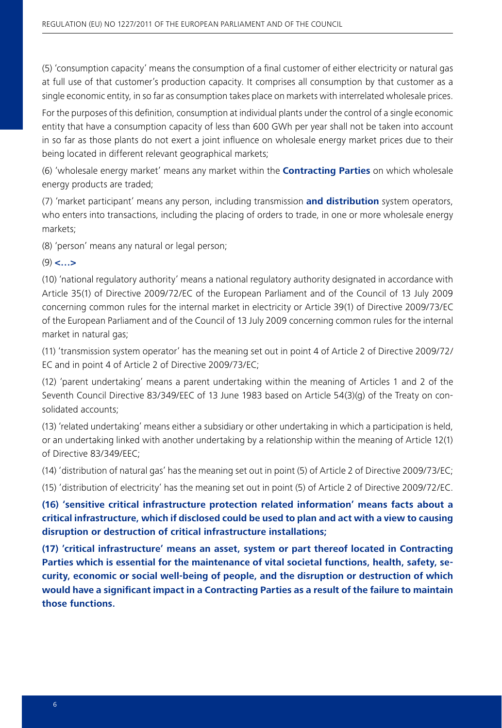(5) 'consumption capacity' means the consumption of a final customer of either electricity or natural gas at full use of that customer's production capacity. It comprises all consumption by that customer as a single economic entity, in so far as consumption takes place on markets with interrelated wholesale prices.

For the purposes of this definition, consumption at individual plants under the control of a single economic entity that have a consumption capacity of less than 600 GWh per year shall not be taken into account in so far as those plants do not exert a joint influence on wholesale energy market prices due to their being located in different relevant geographical markets;

(6) 'wholesale energy market' means any market within the **Contracting Parties** on which wholesale energy products are traded;

(7) 'market participant' means any person, including transmission **and distribution** system operators, who enters into transactions, including the placing of orders to trade, in one or more wholesale energy markets;

(8) 'person' means any natural or legal person;

(9) **<...>**

(10) 'national regulatory authority' means a national regulatory authority designated in accordance with Article 35(1) of Directive 2009/72/EC of the European Parliament and of the Council of 13 July 2009 concerning common rules for the internal market in electricity or Article 39(1) of Directive 2009/73/EC of the European Parliament and of the Council of 13 July 2009 concerning common rules for the internal market in natural gas;

(11) 'transmission system operator' has the meaning set out in point 4 of Article 2 of Directive 2009/72/EC and in point 4 of Article 2 of Directive 2009/73/EC;

(12) 'parent undertaking' means a parent undertaking within the meaning of Articles 1 and 2 of the Seventh Council Directive 83/349/EEC of 13 June 1983 based on Article 54(3)(g) of the Treaty on consolidated accounts;

(13) 'related undertaking' means either a subsidiary or other undertaking in which a participation is held, or an undertaking linked with another undertaking by a relationship within the meaning of Article 12(1) of Directive 83/349/EEC;

(14) 'distribution of natural gas' has the meaning set out in point (5) of Article 2 of Directive 2009/73/EC;

(15) 'distribution of electricity' has the meaning set out in point (5) of Article 2 of Directive 2009/72/EC.

**(16) 'sensitive critical infrastructure protection related information' means facts about a critical infrastructure, which if disclosed could be used to plan and act with a view to causing disruption or destruction of critical infrastructure installations;**

**(17) 'critical infrastructure' means an asset, system or part thereof located in Contracting Parties which is essential for the maintenance of vital societal functions, health, safety, security, economic or social well-being of people, and the disruption or destruction of which would have a significant impact in a Contracting Parties as a result of the failure to maintain those functions.**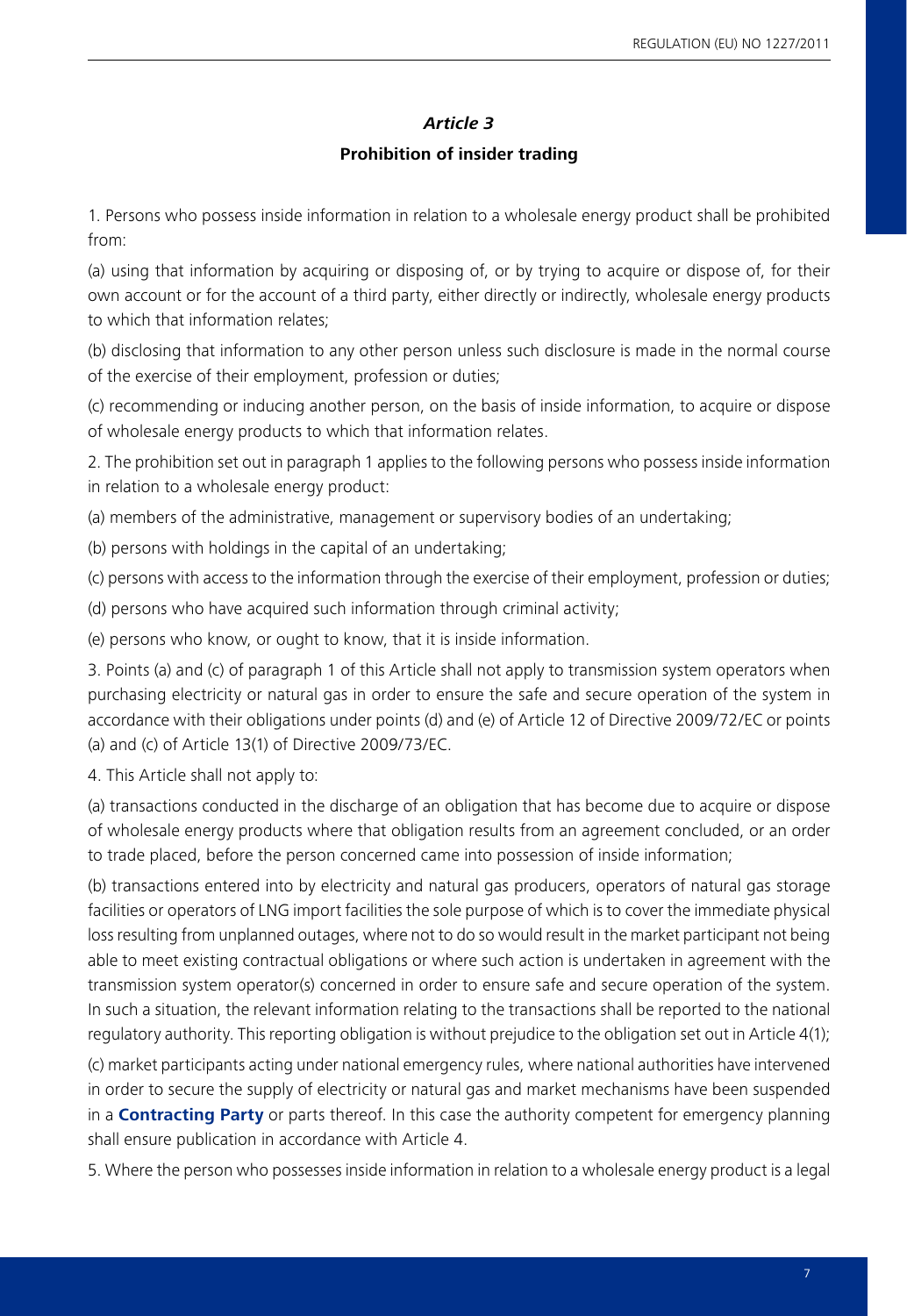## *Article 3*

### Prohibition of insider trading

1. Persons who possess inside information in relation to a wholesale energy product shall be prohibited from:

(a) using that information by acquiring or disposing of, or by trying to acquire or dispose of, for their own account or for the account of a third party, either directly or indirectly, wholesale energy products to which that information relates;

(b) disclosing that information to any other person unless such disclosure is made in the normal course of the exercise of their employment, profession or duties;

(c) recommending or inducing another person, on the basis of inside information, to acquire or dispose of wholesale energy products to which that information relates.

2. The prohibition set out in paragraph 1 applies to the following persons who possess inside information in relation to a wholesale energy product:

(a) members of the administrative, management or supervisory bodies of an undertaking;

(b) persons with holdings in the capital of an undertaking;

(c) persons with access to the information through the exercise of their employment, profession or duties;

(d) persons who have acquired such information through criminal activity;

(e) persons who know, or ought to know, that it is inside information.

3. Points (a) and (c) of paragraph 1 of this Article shall not apply to transmission system operators when purchasing electricity or natural gas in order to ensure the safe and secure operation of the system in accordance with their obligations under points (d) and (e) of Article 12 of Directive 2009/72/EC or points (a) and (c) of Article 13(1) of Directive 2009/73/EC.

4. This Article shall not apply to:

(a) transactions conducted in the discharge of an obligation that has become due to acquire or dispose of wholesale energy products where that obligation results from an agreement concluded, or an order to trade placed, before the person concerned came into possession of inside information;

(b) transactions entered into by electricity and natural gas producers, operators of natural gas storage facilities or operators of LNG import facilities the sole purpose of which is to cover the immediate physical loss resulting from unplanned outages, where not to do so would result in the market participant not being able to meet existing contractual obligations or where such action is undertaken in agreement with the transmission system operator(s) concerned in order to ensure safe and secure operation of the system. In such a situation, the relevant information relating to the transactions shall be reported to the national regulatory authority. This reporting obligation is without prejudice to the obligation set out in Article 4(1);

(c) market participants acting under national emergency rules, where national authorities have intervened in order to secure the supply of electricity or natural gas and market mechanisms have been suspended in a **Contracting Party** or parts thereof. In this case the authority competent for emergency planning shall ensure publication in accordance with Article 4.

5. Where the person who possesses inside information in relation to a wholesale energy product is a legal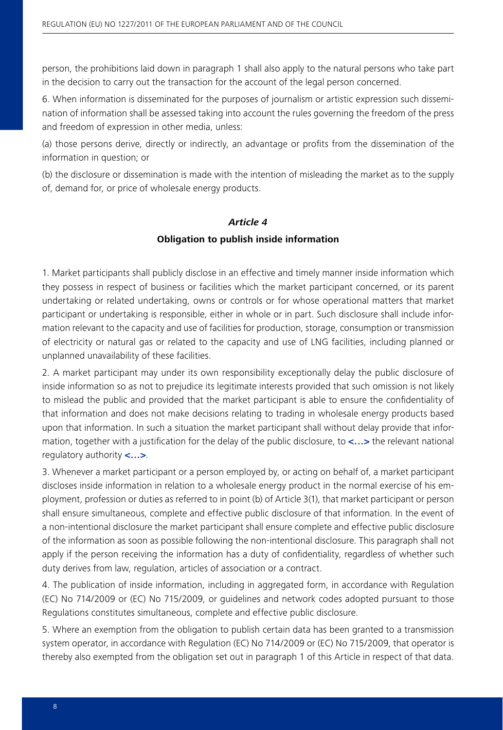person, the prohibitions laid down in paragraph 1 shall also apply to the natural persons who take part in the decision to carry out the transaction for the account of the legal person concerned.

6. When information is disseminated for the purposes of journalism or artistic expression such dissemination of information shall be assessed taking into account the rules governing the freedom of the press and freedom of expression in other media, unless:

(a) those persons derive, directly or indirectly, an advantage or profits from the dissemination of the information in question; or

(b) the disclosure or dissemination is made with the intention of misleading the market as to the supply of, demand for, or price of wholesale energy products.

## *Article 4*

### **Obligation to publish inside information**

1. Market participants shall publicly disclose in an effective and timely manner inside information which they possess in respect of business or facilities which the market participant concerned, or its parent undertaking or related undertaking, owns or controls or for whose operational matters that market participant or undertaking is responsible, either in whole or in part. Such disclosure shall include information relevant to the capacity and use of facilities for production, storage, consumption or transmission of electricity or natural gas or related to the capacity and use of LNG facilities, including planned or unplanned unavailability of these facilities.

2. A market participant may under its own responsibility exceptionally delay the public disclosure of inside information so as not to prejudice its legitimate interests provided that such omission is not likely to mislead the public and provided that the market participant is able to ensure the confidentiality of that information and does not make decisions relating to trading in wholesale energy products based upon that information. In such a situation the market participant shall without delay provide that information, together with a justification for the delay of the public disclosure, to **<…>** the relevant national regulatory authority **<…>**.

3. Whenever a market participant or a person employed by, or acting on behalf of, a market participant discloses inside information in relation to a wholesale energy product in the normal exercise of his employment, profession or duties as referred to in point (b) of Article 3(1), that market participant or person shall ensure simultaneous, complete and effective public disclosure of that information. In the event of a non-intentional disclosure the market participant shall ensure complete and effective public disclosure of the information as soon as possible following the non-intentional disclosure. This paragraph shall not apply if the person receiving the information has a duty of confidentiality, regardless of whether such duty derives from law, regulation, articles of association or a contract.

4. The publication of inside information, including in aggregated form, in accordance with Regulation (EC) No 714/2009 or (EC) No 715/2009, or guidelines and network codes adopted pursuant to those Regulations constitutes simultaneous, complete and effective public disclosure.

5. Where an exemption from the obligation to publish certain data has been granted to a transmission system operator, in accordance with Regulation (EC) No 714/2009 or (EC) No 715/2009, that operator is thereby also exempted from the obligation set out in paragraph 1 of this Article in respect of that data.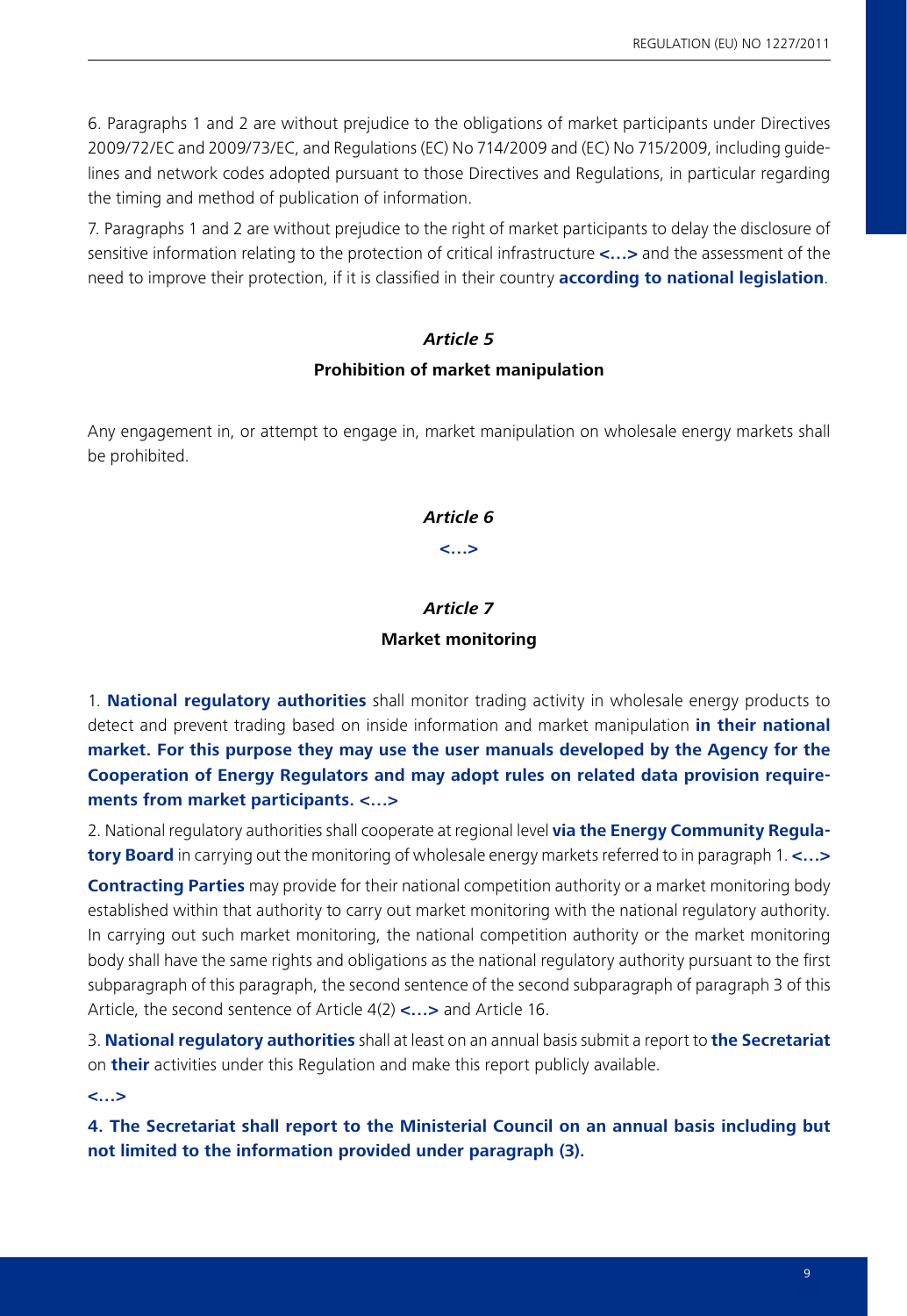6. Paragraphs 1 and 2 are without prejudice to the obligations of market participants under Directives 2009/72/EC and 2009/73/EC, and Regulations (EC) No 714/2009 and (EC) No 715/2009, including guidelines and network codes adopted pursuant to those Directives and Regulations, in particular regarding the timing and method of publication of information.

7. Paragraphs 1 and 2 are without prejudice to the right of market participants to delay the disclosure of sensitive information relating to the protection of critical infrastructure **<...>** and the assessment of the need to improve their protection, if it is classified in their country **according to national legislation**.

### *Article 5*

### Prohibition of market manipulation

Any engagement in, or attempt to engage in, market manipulation on wholesale energy markets shall be prohibited.

### *Article 6*

**<...>**

### *Article 7*

### Market monitoring

1. **National regulatory authorities** shall monitor trading activity in wholesale energy products to detect and prevent trading based on inside information and market manipulation **in their national market. For this purpose they may use the user manuals developed by the Agency for the Cooperation of Energy Regulators and may adopt rules on related data provision requirements from market participants. <...>**

2. National regulatory authorities shall cooperate at regional level **via the Energy Community Regulatory Board** in carrying out the monitoring of wholesale energy markets referred to in paragraph 1. **<...>**

**Contracting Parties** may provide for their national competition authority or a market monitoring body established within that authority to carry out market monitoring with the national regulatory authority. In carrying out such market monitoring, the national competition authority or the market monitoring body shall have the same rights and obligations as the national regulatory authority pursuant to the first subparagraph of this paragraph, the second sentence of the second subparagraph of paragraph 3 of this Article, the second sentence of Article 4(2) **<...>** and Article 16.

3. **National regulatory authorities** shall at least on an annual basis submit a report to **the Secretariat** on **their** activities under this Regulation and make this report publicly available.

**<...>**

**4. The Secretariat shall report to the Ministerial Council on an annual basis including but not limited to the information provided under paragraph (3).**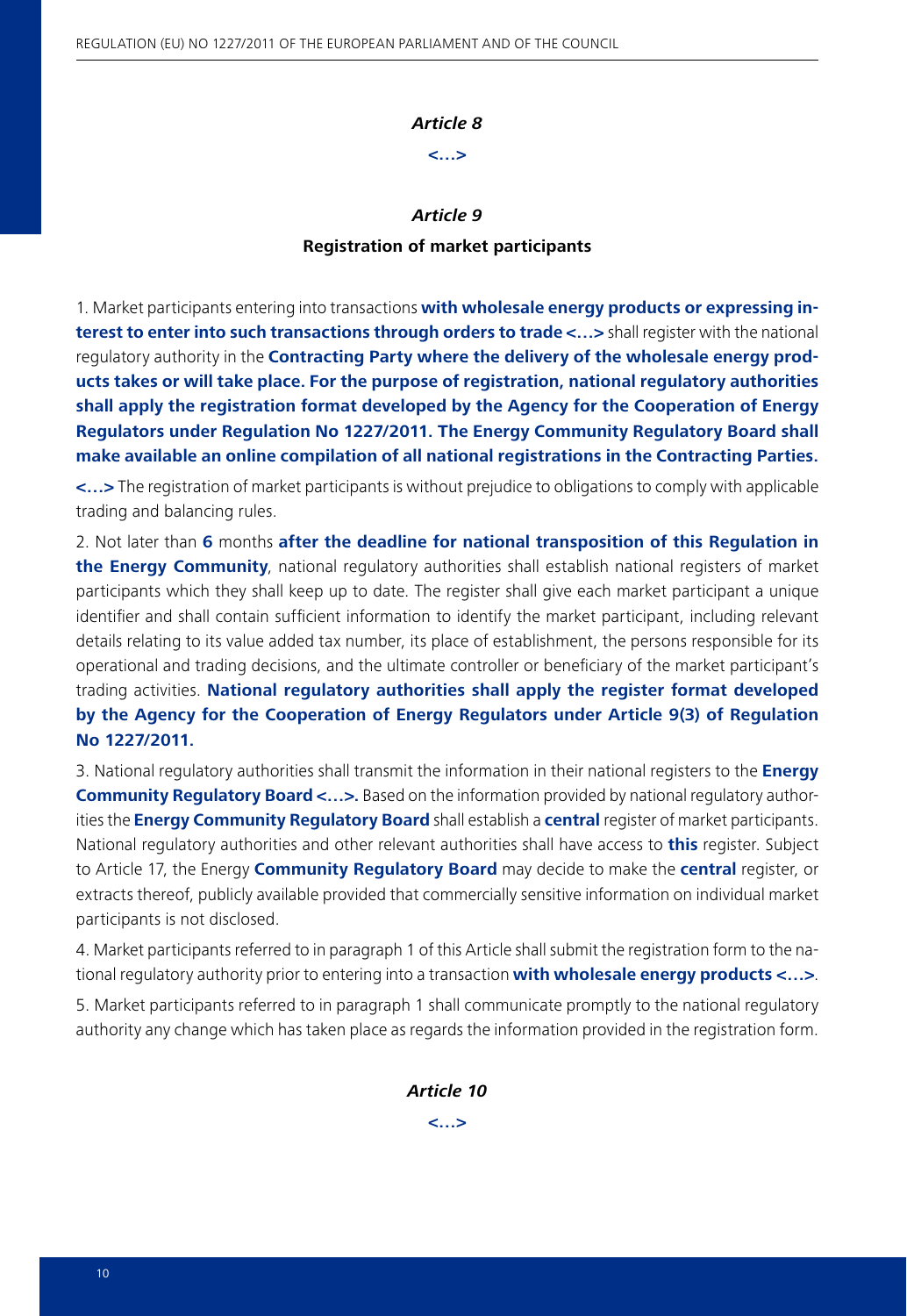### *Article 8*

**<…>**

### *Article 9*

**Registration of market participants**

1. Market participants entering into transactions **with wholesale energy products or expressing interest to enter into such transactions through orders to trade <…>** shall register with the national regulatory authority in the **Contracting Party where the delivery of the wholesale energy products takes or will take place. For the purpose of registration, national regulatory authorities shall apply the registration format developed by the Agency for the Cooperation of Energy Regulators under Regulation No 1227/2011. The Energy Community Regulatory Board shall make available an online compilation of all national registrations in the Contracting Parties.**

**<…>** The registration of market participants is without prejudice to obligations to comply with applicable trading and balancing rules.

2. Not later than **6** months **after the deadline for national transposition of this Regulation in the Energy Community**, national regulatory authorities shall establish national registers of market participants which they shall keep up to date. The register shall give each market participant a unique identifier and shall contain sufficient information to identify the market participant, including relevant details relating to its value added tax number, its place of establishment, the persons responsible for its operational and trading decisions, and the ultimate controller or beneficiary of the market participant's trading activities. **National regulatory authorities shall apply the register format developed by the Agency for the Cooperation of Energy Regulators under Article 9(3) of Regulation No 1227/2011.**

3. National regulatory authorities shall transmit the information in their national registers to the **Energy Community Regulatory Board <…>.** Based on the information provided by national regulatory authorities the **Energy Community Regulatory Board** shall establish a **central** register of market participants. National regulatory authorities and other relevant authorities shall have access to **this** register. Subject to Article 17, the Energy **Community Regulatory Board** may decide to make the **central** register, or extracts thereof, publicly available provided that commercially sensitive information on individual market participants is not disclosed.

4. Market participants referred to in paragraph 1 of this Article shall submit the registration form to the national regulatory authority prior to entering into a transaction **with wholesale energy products <…>**.

5. Market participants referred to in paragraph 1 shall communicate promptly to the national regulatory authority any change which has taken place as regards the information provided in the registration form.

### *Article 10*

**<…>**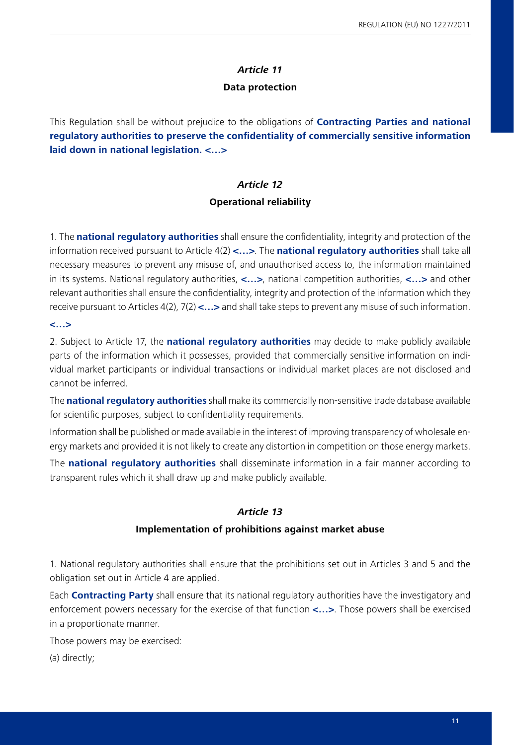### *Article 11*

**Data protection**

This Regulation shall be without prejudice to the obligations of **Contracting Parties and national regulatory authorities to preserve the confidentiality of commercially sensitive information laid down in national legislation. <…>**

### *Article 12*

**Operational reliability**

1. The **national regulatory authorities** shall ensure the confidentiality, integrity and protection of the information received pursuant to Article 4(2) **<…>**. The **national regulatory authorities** shall take all necessary measures to prevent any misuse of, and unauthorised access to, the information maintained in its systems. National regulatory authorities, **<…>**, national competition authorities, **<…>** and other relevant authorities shall ensure the confidentiality, integrity and protection of the information which they receive pursuant to Articles 4(2), 7(2) **<…>** and shall take steps to prevent any misuse of such information.

**<…>**

2. Subject to Article 17, the **national regulatory authorities** may decide to make publicly available parts of the information which it possesses, provided that commercially sensitive information on individual market participants or individual transactions or individual market places are not disclosed and cannot be inferred.

The **national regulatory authorities** shall make its commercially non-sensitive trade database available for scientific purposes, subject to confidentiality requirements.

Information shall be published or made available in the interest of improving transparency of wholesale energy markets and provided it is not likely to create any distortion in competition on those energy markets.

The **national regulatory authorities** shall disseminate information in a fair manner according to transparent rules which it shall draw up and make publicly available.

### *Article 13*

**Implementation of prohibitions against market abuse**

1. National regulatory authorities shall ensure that the prohibitions set out in Articles 3 and 5 and the obligation set out in Article 4 are applied.

Each **Contracting Party** shall ensure that its national regulatory authorities have the investigatory and enforcement powers necessary for the exercise of that function **<…>**. Those powers shall be exercised in a proportionate manner.

Those powers may be exercised:

(a) directly;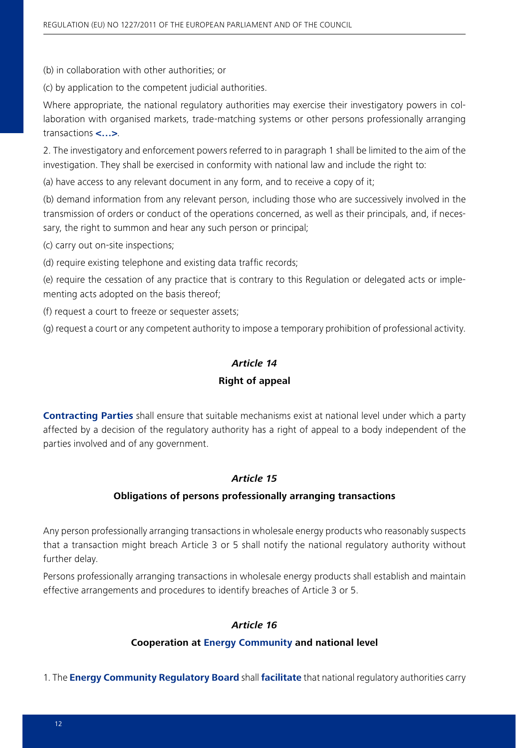(b) in collaboration with other authorities; or

(c) by application to the competent judicial authorities.

Where appropriate, the national regulatory authorities may exercise their investigatory powers in collaboration with organised markets, trade-matching systems or other persons professionally arranging transactions **<…>**.

2. The investigatory and enforcement powers referred to in paragraph 1 shall be limited to the aim of the investigation. They shall be exercised in conformity with national law and include the right to:

(a) have access to any relevant document in any form, and to receive a copy of it;

(b) demand information from any relevant person, including those who are successively involved in the transmission of orders or conduct of the operations concerned, as well as their principals, and, if necessary, the right to summon and hear any such person or principal;

(c) carry out on-site inspections;

(d) require existing telephone and existing data traffic records;

(e) require the cessation of any practice that is contrary to this Regulation or delegated acts or implementing acts adopted on the basis thereof;

(f) request a court to freeze or sequester assets;

(g) request a court or any competent authority to impose a temporary prohibition of professional activity.

### *Article 14*

### Right of appeal

**Contracting Parties** shall ensure that suitable mechanisms exist at national level under which a party affected by a decision of the regulatory authority has a right of appeal to a body independent of the parties involved and of any government.

### *Article 15*

### Obligations of persons professionally arranging transactions

Any person professionally arranging transactions in wholesale energy products who reasonably suspects that a transaction might breach Article 3 or 5 shall notify the national regulatory authority without further delay.

Persons professionally arranging transactions in wholesale energy products shall establish and maintain effective arrangements and procedures to identify breaches of Article 3 or 5.

### *Article 16*

### Cooperation at Energy Community and national level

1. The **Energy Community Regulatory Board** shall **facilitate** that national regulatory authorities carry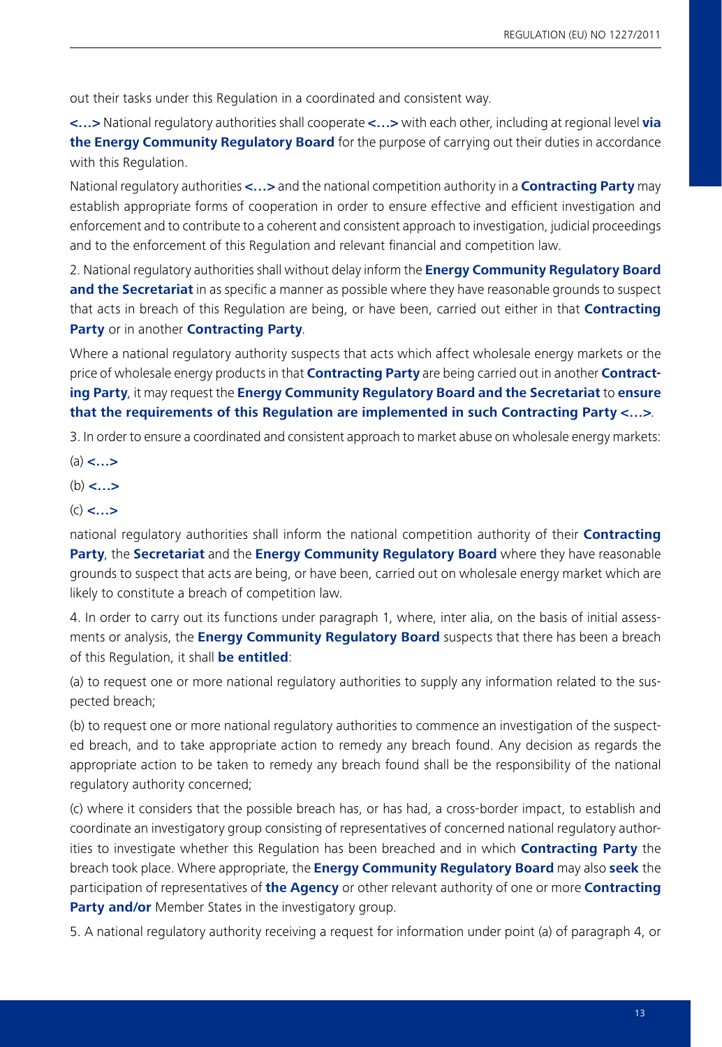out their tasks under this Regulation in a coordinated and consistent way.

**<…>** National regulatory authorities shall cooperate **<…>** with each other, including at regional level **via the Energy Community Regulatory Board** for the purpose of carrying out their duties in accordance with this Regulation.

National regulatory authorities **<…>** and the national competition authority in a **Contracting Party** may establish appropriate forms of cooperation in order to ensure effective and efficient investigation and enforcement and to contribute to a coherent and consistent approach to investigation, judicial proceedings and to the enforcement of this Regulation and relevant financial and competition law.

2. National regulatory authorities shall without delay inform the **Energy Community Regulatory Board and the Secretariat** in as specific a manner as possible where they have reasonable grounds to suspect that acts in breach of this Regulation are being, or have been, carried out either in that **Contracting Party** or in another **Contracting Party**.

Where a national regulatory authority suspects that acts which affect wholesale energy markets or the price of wholesale energy products in that **Contracting Party** are being carried out in another **Contracting Party**, it may request the **Energy Community Regulatory Board and the Secretariat** to **ensure that the requirements of this Regulation are implemented in such Contracting Party <…>**.

3. In order to ensure a coordinated and consistent approach to market abuse on wholesale energy markets:

(a) **<…>**

(b) **<…>**

(c) **<…>**

national regulatory authorities shall inform the national competition authority of their **Contracting Party**, the **Secretariat** and the **Energy Community Regulatory Board** where they have reasonable grounds to suspect that acts are being, or have been, carried out on wholesale energy market which are likely to constitute a breach of competition law.

4. In order to carry out its functions under paragraph 1, where, inter alia, on the basis of initial assessments or analysis, the **Energy Community Regulatory Board** suspects that there has been a breach of this Regulation, it shall **be entitled**:

(a) to request one or more national regulatory authorities to supply any information related to the suspected breach;

(b) to request one or more national regulatory authorities to commence an investigation of the suspected breach, and to take appropriate action to remedy any breach found. Any decision as regards the appropriate action to be taken to remedy any breach found shall be the responsibility of the national regulatory authority concerned;

(c) where it considers that the possible breach has, or has had, a cross-border impact, to establish and coordinate an investigatory group consisting of representatives of concerned national regulatory authorities to investigate whether this Regulation has been breached and in which **Contracting Party** the breach took place. Where appropriate, the **Energy Community Regulatory Board** may also **seek** the participation of representatives of **the Agency** or other relevant authority of one or more **Contracting Party and/or** Member States in the investigatory group.

5. A national regulatory authority receiving a request for information under point (a) of paragraph 4, or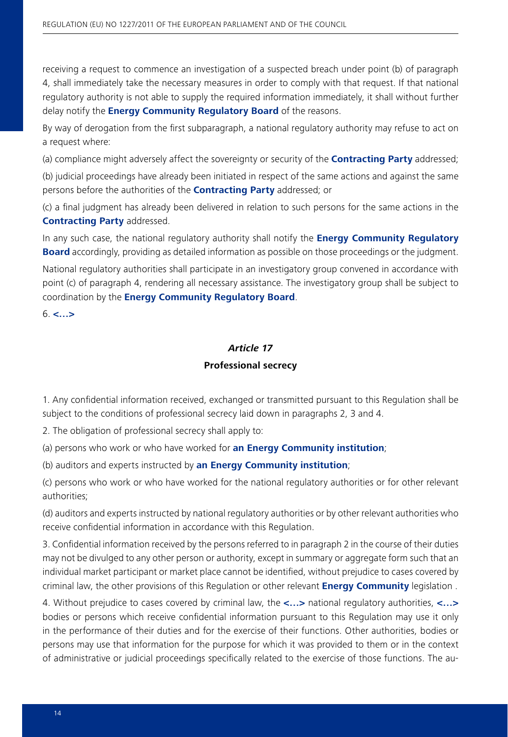receiving a request to commence an investigation of a suspected breach under point (b) of paragraph 4, shall immediately take the necessary measures in order to comply with that request. If that national regulatory authority is not able to supply the required information immediately, it shall without further delay notify the **Energy Community Regulatory Board** of the reasons.

By way of derogation from the first subparagraph, a national regulatory authority may refuse to act on a request where:

(a) compliance might adversely affect the sovereignty or security of the **Contracting Party** addressed;

(b) judicial proceedings have already been initiated in respect of the same actions and against the same persons before the authorities of the **Contracting Party** addressed; or

(c) a final judgment has already been delivered in relation to such persons for the same actions in the **Contracting Party** addressed.

In any such case, the national regulatory authority shall notify the **Energy Community Regulatory Board** accordingly, providing as detailed information as possible on those proceedings or the judgment.

National regulatory authorities shall participate in an investigatory group convened in accordance with point (c) of paragraph 4, rendering all necessary assistance. The investigatory group shall be subject to coordination by the **Energy Community Regulatory Board**.

6. **<…>**

### *Article 17*

### Professional secrecy

1. Any confidential information received, exchanged or transmitted pursuant to this Regulation shall be subject to the conditions of professional secrecy laid down in paragraphs 2, 3 and 4.

2. The obligation of professional secrecy shall apply to:

(a) persons who work or who have worked for **an Energy Community institution**;

(b) auditors and experts instructed by **an Energy Community institution**;

(c) persons who work or who have worked for the national regulatory authorities or for other relevant authorities;

(d) auditors and experts instructed by national regulatory authorities or by other relevant authorities who receive confidential information in accordance with this Regulation.

3. Confidential information received by the persons referred to in paragraph 2 in the course of their duties may not be divulged to any other person or authority, except in summary or aggregate form such that an individual market participant or market place cannot be identified, without prejudice to cases covered by criminal law, the other provisions of this Regulation or other relevant **Energy Community** legislation .

4. Without prejudice to cases covered by criminal law, the **<…>** national regulatory authorities, **<…>** bodies or persons which receive confidential information pursuant to this Regulation may use it only in the performance of their duties and for the exercise of their functions. Other authorities, bodies or persons may use that information for the purpose for which it was provided to them or in the context of administrative or judicial proceedings specifically related to the exercise of those functions. The au-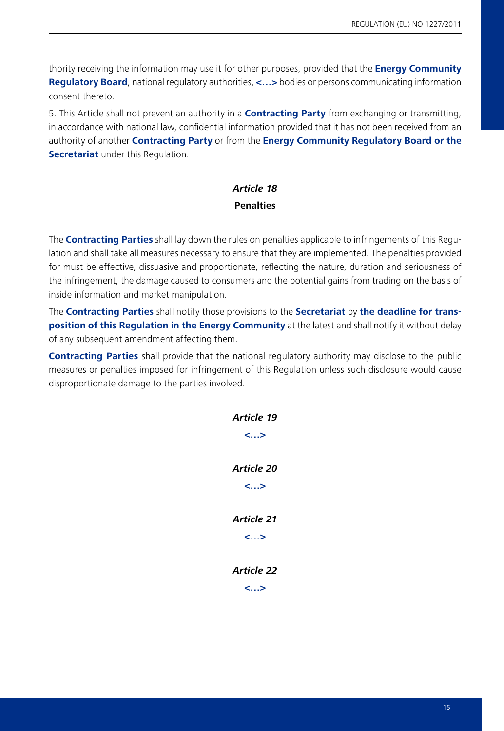thority receiving the information may use it for other purposes, provided that the **Energy Community Regulatory Board**, national regulatory authorities, **<…>** bodies or persons communicating information consent thereto.

5. This Article shall not prevent an authority in a **Contracting Party** from exchanging or transmitting, in accordance with national law, confidential information provided that it has not been received from an authority of another **Contracting Party** or from the **Energy Community Regulatory Board or the Secretariat** under this Regulation.

### *Article 18*

### Penalties

The **Contracting Parties** shall lay down the rules on penalties applicable to infringements of this Regulation and shall take all measures necessary to ensure that they are implemented. The penalties provided for must be effective, dissuasive and proportionate, reflecting the nature, duration and seriousness of the infringement, the damage caused to consumers and the potential gains from trading on the basis of inside information and market manipulation.

The **Contracting Parties** shall notify those provisions to the **Secretariat** by **the deadline for transposition of this Regulation in the Energy Community** at the latest and shall notify it without delay of any subsequent amendment affecting them.

**Contracting Parties** shall provide that the national regulatory authority may disclose to the public measures or penalties imposed for infringement of this Regulation unless such disclosure would cause disproportionate damage to the parties involved.

### *Article 19*

**<…>**

### *Article 20*

**<…>**

### *Article 21*

**<…>**

### *Article 22*

**<…>**